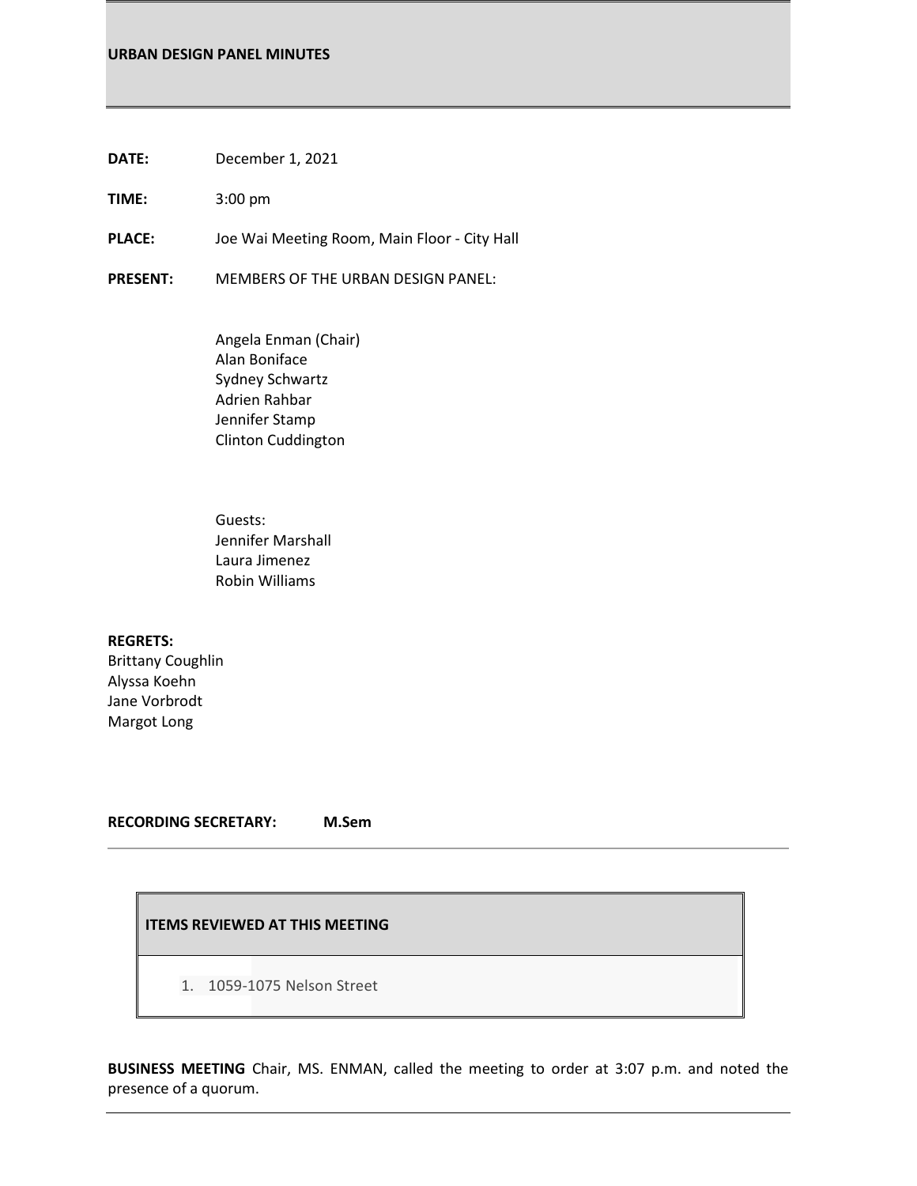# URBAN DESIGN PANEL MINUTES

**DATE:** December 1, 2021

**TIME:** 3:00 pm

**PLACE:** Joe Wai Meeting Room, Main Floor - City Hall

**PRESENT:** MEMBERS OF THE URBAN DESIGN PANEL:

Angela Enman (Chair)
Alan Boniface
Sydney Schwartz
Adrien Rahbar
Jennifer Stamp
Clinton Cuddington

Guests:
Jennifer Marshall
Laura Jimenez
Robin Williams

**REGRETS:**
Brittany Coughlin
Alyssa Koehn
Jane Vorbrodt
Margot Long

**RECORDING SECRETARY:** **M.Sem**

---

| **ITEMS REVIEWED AT THIS MEETING** |
|---|
| 1. 1059-1075 Nelson Street |

**BUSINESS MEETING** Chair, MS. ENMAN, called the meeting to order at 3:07 p.m. and noted the presence of a quorum.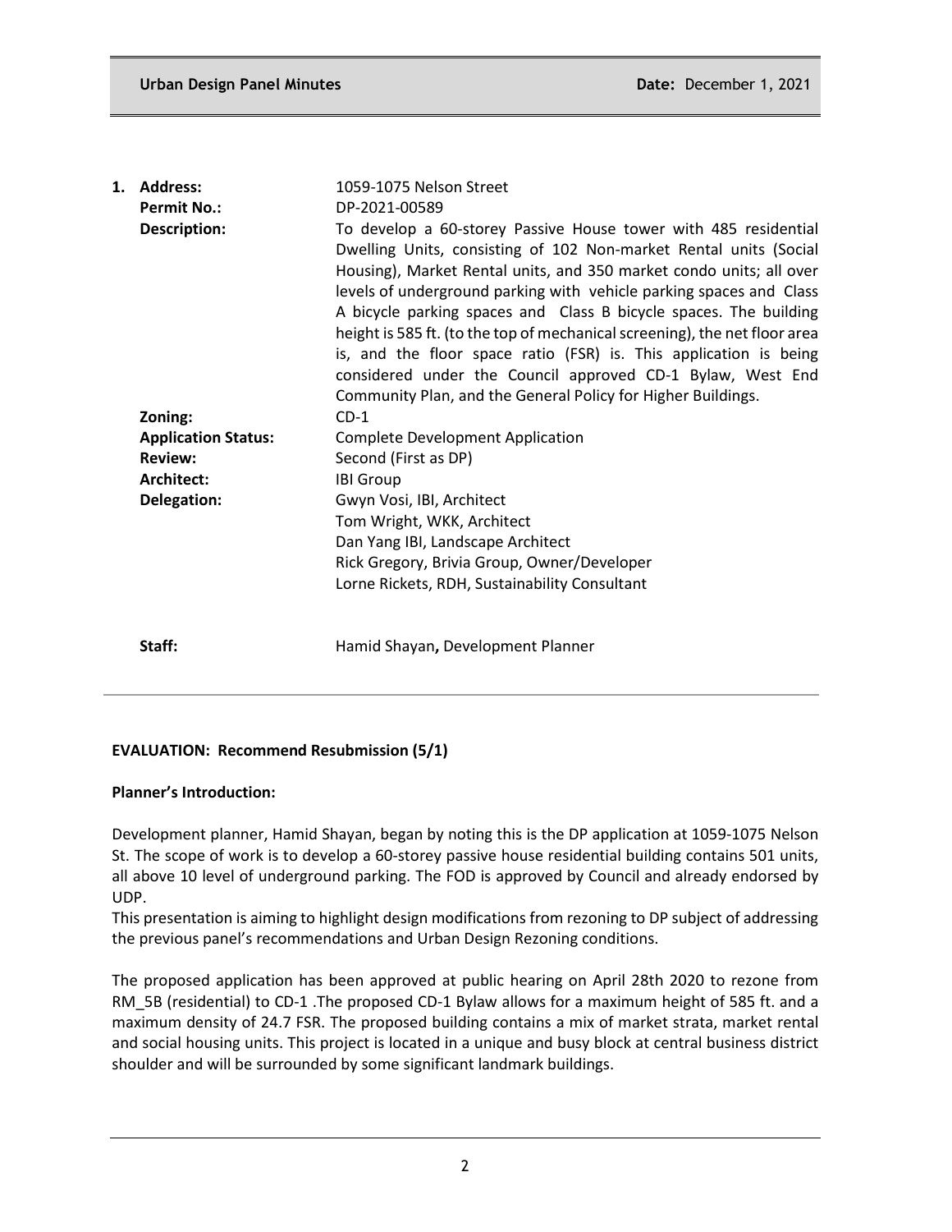1. **Address:** 1059-1075 Nelson Street
   **Permit No.:** DP-2021-00589
   **Description:** To develop a 60-storey Passive House tower with 485 residential Dwelling Units, consisting of 102 Non-market Rental units (Social Housing), Market Rental units, and 350 market condo units; all over levels of underground parking with vehicle parking spaces and Class A bicycle parking spaces and Class B bicycle spaces. The building height is 585 ft. (to the top of mechanical screening), the net floor area is, and the floor space ratio (FSR) is. This application is being considered under the Council approved CD-1 Bylaw, West End Community Plan, and the General Policy for Higher Buildings.
   **Zoning:** CD-1
   **Application Status:** Complete Development Application
   **Review:** Second (First as DP)
   **Architect:** IBI Group
   **Delegation:** Gwyn Vosi, IBI, Architect
   Tom Wright, WKK, Architect
   Dan Yang IBI, Landscape Architect
   Rick Gregory, Brivia Group, Owner/Developer
   Lorne Rickets, RDH, Sustainability Consultant

   **Staff:** Hamid Shayan**,** Development Planner

---

**EVALUATION: Recommend Resubmission (5/1)**

**Planner's Introduction:**

Development planner, Hamid Shayan, began by noting this is the DP application at 1059-1075 Nelson St. The scope of work is to develop a 60-storey passive house residential building contains 501 units, all above 10 level of underground parking. The FOD is approved by Council and already endorsed by UDP.
This presentation is aiming to highlight design modifications from rezoning to DP subject of addressing the previous panel's recommendations and Urban Design Rezoning conditions.

The proposed application has been approved at public hearing on April 28th 2020 to rezone from RM_5B (residential) to CD-1 .The proposed CD-1 Bylaw allows for a maximum height of 585 ft. and a maximum density of 24.7 FSR. The proposed building contains a mix of market strata, market rental and social housing units. This project is located in a unique and busy block at central business district shoulder and will be surrounded by some significant landmark buildings.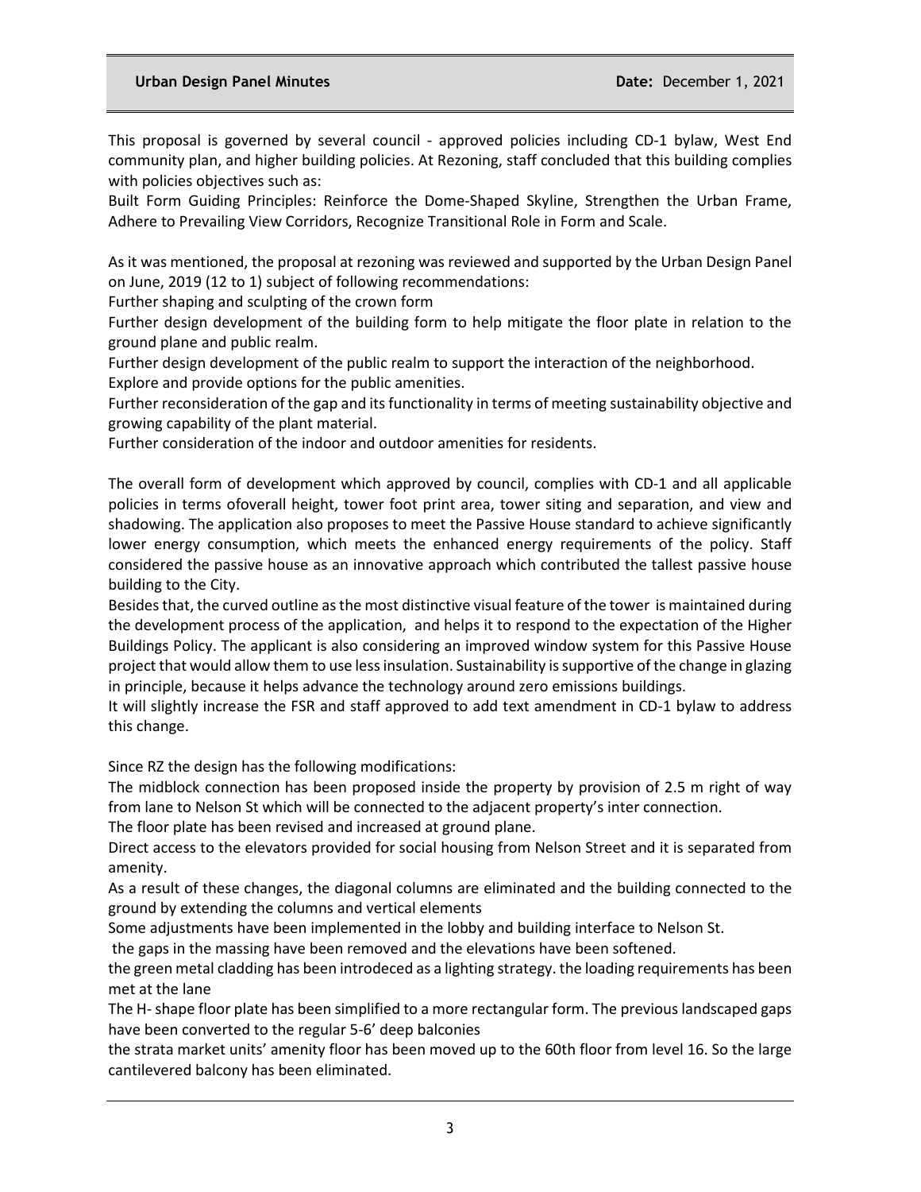This proposal is governed by several council - approved policies including CD-1 bylaw, West End community plan, and higher building policies. At Rezoning, staff concluded that this building complies with policies objectives such as:

Built Form Guiding Principles: Reinforce the Dome-Shaped Skyline, Strengthen the Urban Frame, Adhere to Prevailing View Corridors, Recognize Transitional Role in Form and Scale.

As it was mentioned, the proposal at rezoning was reviewed and supported by the Urban Design Panel on June, 2019 (12 to 1) subject of following recommendations:

Further shaping and sculpting of the crown form

Further design development of the building form to help mitigate the floor plate in relation to the ground plane and public realm.

Further design development of the public realm to support the interaction of the neighborhood.

Explore and provide options for the public amenities.

Further reconsideration of the gap and its functionality in terms of meeting sustainability objective and growing capability of the plant material.

Further consideration of the indoor and outdoor amenities for residents.

The overall form of development which approved by council, complies with CD-1 and all applicable policies in terms ofoverall height, tower foot print area, tower siting and separation, and view and shadowing. The application also proposes to meet the Passive House standard to achieve significantly lower energy consumption, which meets the enhanced energy requirements of the policy. Staff considered the passive house as an innovative approach which contributed the tallest passive house building to the City.

Besides that, the curved outline as the most distinctive visual feature of the tower is maintained during the development process of the application, and helps it to respond to the expectation of the Higher Buildings Policy. The applicant is also considering an improved window system for this Passive House project that would allow them to use less insulation. Sustainability is supportive of the change in glazing in principle, because it helps advance the technology around zero emissions buildings.

It will slightly increase the FSR and staff approved to add text amendment in CD-1 bylaw to address this change.

Since RZ the design has the following modifications:

The midblock connection has been proposed inside the property by provision of 2.5 m right of way from lane to Nelson St which will be connected to the adjacent property's inter connection.

The floor plate has been revised and increased at ground plane.

Direct access to the elevators provided for social housing from Nelson Street and it is separated from amenity.

As a result of these changes, the diagonal columns are eliminated and the building connected to the ground by extending the columns and vertical elements

Some adjustments have been implemented in the lobby and building interface to Nelson St.

the gaps in the massing have been removed and the elevations have been softened.

the green metal cladding has been introdeced as a lighting strategy. the loading requirements has been met at the lane

The H- shape floor plate has been simplified to a more rectangular form. The previous landscaped gaps have been converted to the regular 5-6' deep balconies

the strata market units' amenity floor has been moved up to the 60th floor from level 16. So the large cantilevered balcony has been eliminated.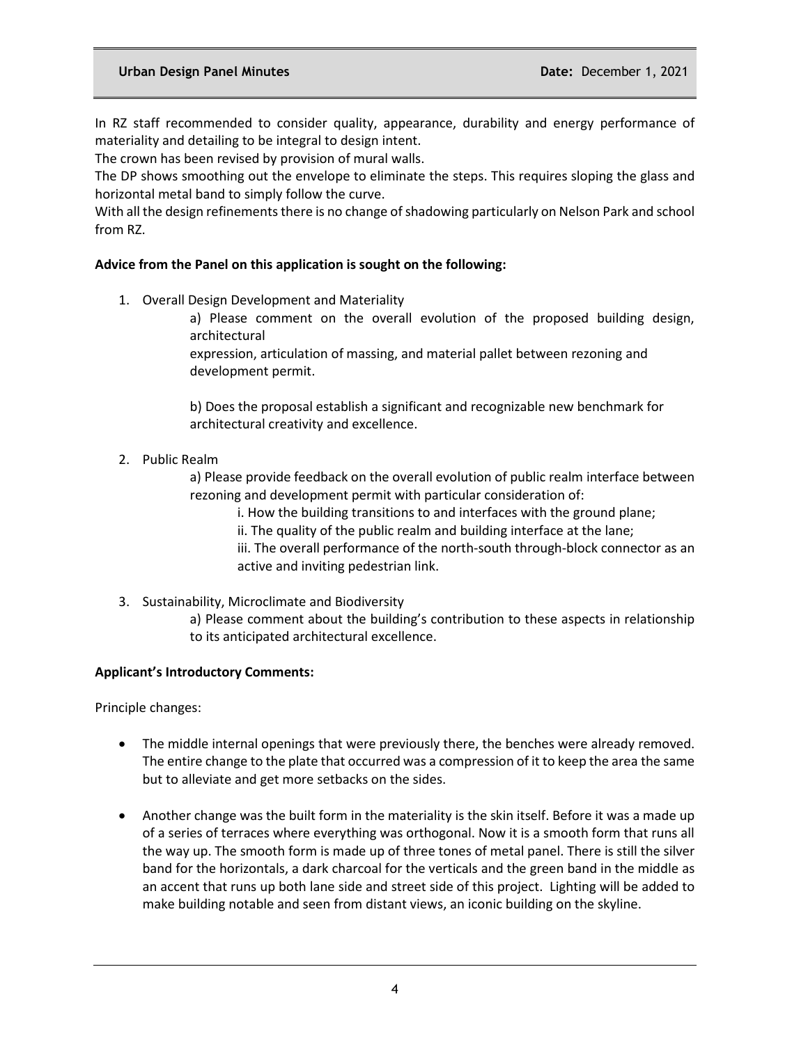In RZ staff recommended to consider quality, appearance, durability and energy performance of materiality and detailing to be integral to design intent.

The crown has been revised by provision of mural walls.

The DP shows smoothing out the envelope to eliminate the steps. This requires sloping the glass and horizontal metal band to simply follow the curve.

With all the design refinements there is no change of shadowing particularly on Nelson Park and school from RZ.

**Advice from the Panel on this application is sought on the following:**

1. Overall Design Development and Materiality

    a) Please comment on the overall evolution of the proposed building design, architectural expression, articulation of massing, and material pallet between rezoning and development permit.

    b) Does the proposal establish a significant and recognizable new benchmark for architectural creativity and excellence.

2. Public Realm

    a) Please provide feedback on the overall evolution of public realm interface between rezoning and development permit with particular consideration of:

    i. How the building transitions to and interfaces with the ground plane;

    ii. The quality of the public realm and building interface at the lane;

    iii. The overall performance of the north-south through-block connector as an active and inviting pedestrian link.

3. Sustainability, Microclimate and Biodiversity

    a) Please comment about the building's contribution to these aspects in relationship to its anticipated architectural excellence.

**Applicant's Introductory Comments:**

Principle changes:

- The middle internal openings that were previously there, the benches were already removed. The entire change to the plate that occurred was a compression of it to keep the area the same but to alleviate and get more setbacks on the sides.
- Another change was the built form in the materiality is the skin itself. Before it was a made up of a series of terraces where everything was orthogonal. Now it is a smooth form that runs all the way up. The smooth form is made up of three tones of metal panel. There is still the silver band for the horizontals, a dark charcoal for the verticals and the green band in the middle as an accent that runs up both lane side and street side of this project. Lighting will be added to make building notable and seen from distant views, an iconic building on the skyline.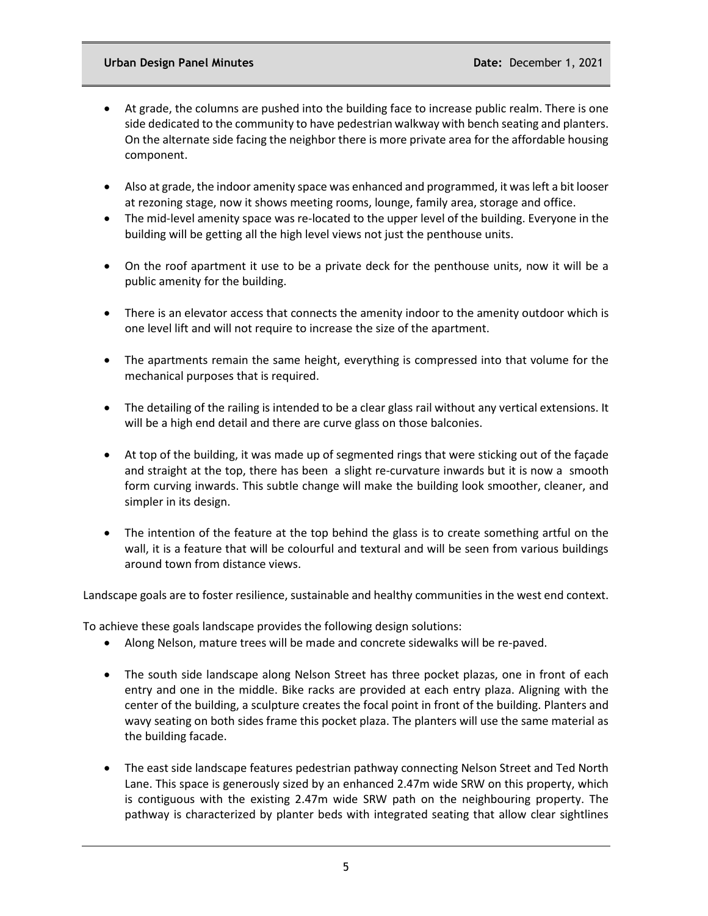- At grade, the columns are pushed into the building face to increase public realm. There is one side dedicated to the community to have pedestrian walkway with bench seating and planters. On the alternate side facing the neighbor there is more private area for the affordable housing component.

- Also at grade, the indoor amenity space was enhanced and programmed, it was left a bit looser at rezoning stage, now it shows meeting rooms, lounge, family area, storage and office.
- The mid-level amenity space was re-located to the upper level of the building. Everyone in the building will be getting all the high level views not just the penthouse units.

- On the roof apartment it use to be a private deck for the penthouse units, now it will be a public amenity for the building.

- There is an elevator access that connects the amenity indoor to the amenity outdoor which is one level lift and will not require to increase the size of the apartment.

- The apartments remain the same height, everything is compressed into that volume for the mechanical purposes that is required.

- The detailing of the railing is intended to be a clear glass rail without any vertical extensions. It will be a high end detail and there are curve glass on those balconies.

- At top of the building, it was made up of segmented rings that were sticking out of the façade and straight at the top, there has been a slight re-curvature inwards but it is now a smooth form curving inwards. This subtle change will make the building look smoother, cleaner, and simpler in its design.

- The intention of the feature at the top behind the glass is to create something artful on the wall, it is a feature that will be colourful and textural and will be seen from various buildings around town from distance views.

Landscape goals are to foster resilience, sustainable and healthy communities in the west end context.

To achieve these goals landscape provides the following design solutions:

- Along Nelson, mature trees will be made and concrete sidewalks will be re-paved.

- The south side landscape along Nelson Street has three pocket plazas, one in front of each entry and one in the middle. Bike racks are provided at each entry plaza. Aligning with the center of the building, a sculpture creates the focal point in front of the building. Planters and wavy seating on both sides frame this pocket plaza. The planters will use the same material as the building facade.

- The east side landscape features pedestrian pathway connecting Nelson Street and Ted North Lane. This space is generously sized by an enhanced 2.47m wide SRW on this property, which is contiguous with the existing 2.47m wide SRW path on the neighbouring property. The pathway is characterized by planter beds with integrated seating that allow clear sightlines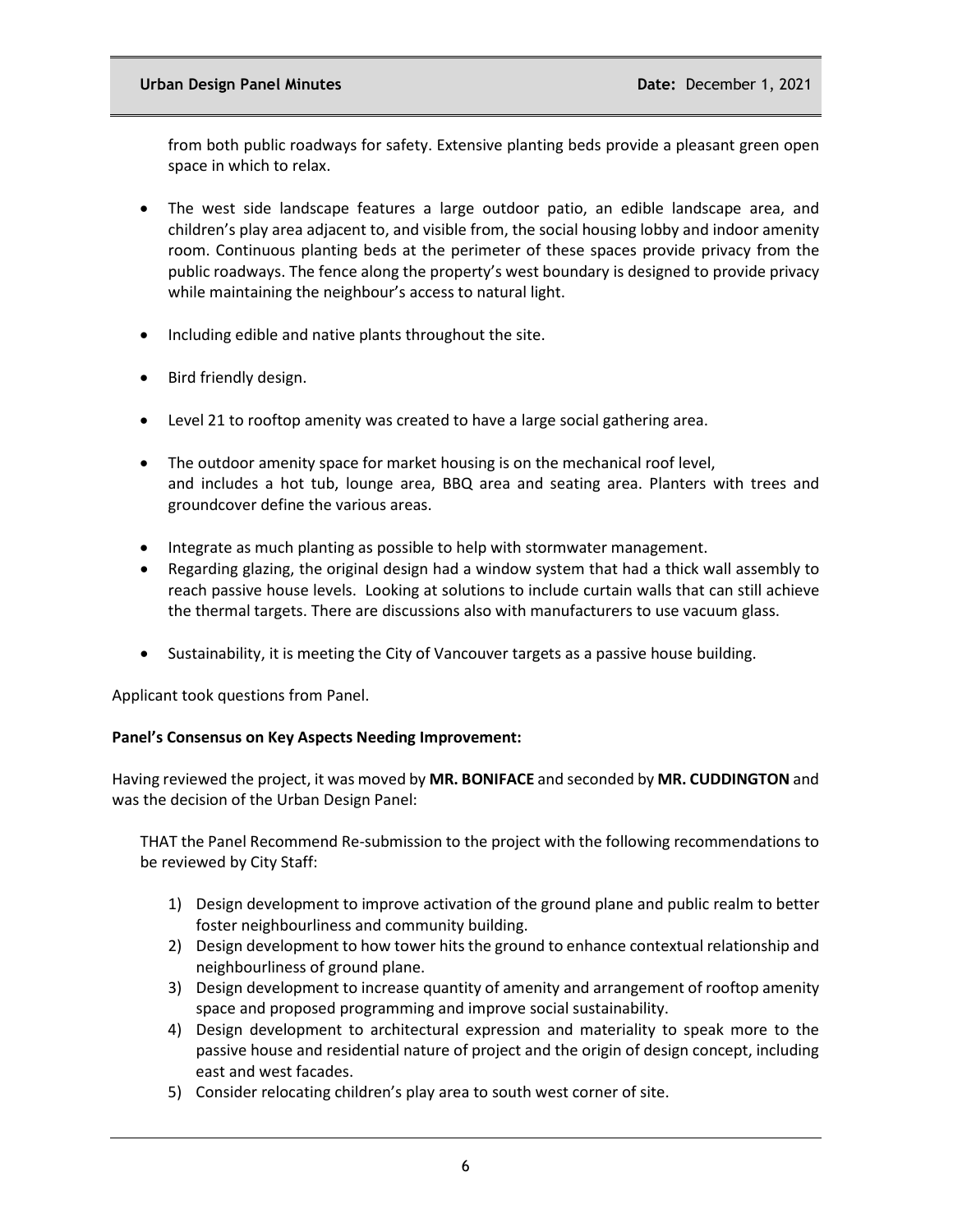from both public roadways for safety. Extensive planting beds provide a pleasant green open space in which to relax.

- The west side landscape features a large outdoor patio, an edible landscape area, and children's play area adjacent to, and visible from, the social housing lobby and indoor amenity room. Continuous planting beds at the perimeter of these spaces provide privacy from the public roadways. The fence along the property's west boundary is designed to provide privacy while maintaining the neighbour's access to natural light.
- Including edible and native plants throughout the site.
- Bird friendly design.
- Level 21 to rooftop amenity was created to have a large social gathering area.
- The outdoor amenity space for market housing is on the mechanical roof level, and includes a hot tub, lounge area, BBQ area and seating area. Planters with trees and groundcover define the various areas.
- Integrate as much planting as possible to help with stormwater management.
- Regarding glazing, the original design had a window system that had a thick wall assembly to reach passive house levels. Looking at solutions to include curtain walls that can still achieve the thermal targets. There are discussions also with manufacturers to use vacuum glass.
- Sustainability, it is meeting the City of Vancouver targets as a passive house building.

Applicant took questions from Panel.

**Panel's Consensus on Key Aspects Needing Improvement:**

Having reviewed the project, it was moved by **MR. BONIFACE** and seconded by **MR. CUDDINGTON** and was the decision of the Urban Design Panel:

THAT the Panel Recommend Re-submission to the project with the following recommendations to be reviewed by City Staff:

1) Design development to improve activation of the ground plane and public realm to better foster neighbourliness and community building.
2) Design development to how tower hits the ground to enhance contextual relationship and neighbourliness of ground plane.
3) Design development to increase quantity of amenity and arrangement of rooftop amenity space and proposed programming and improve social sustainability.
4) Design development to architectural expression and materiality to speak more to the passive house and residential nature of project and the origin of design concept, including east and west facades.
5) Consider relocating children's play area to south west corner of site.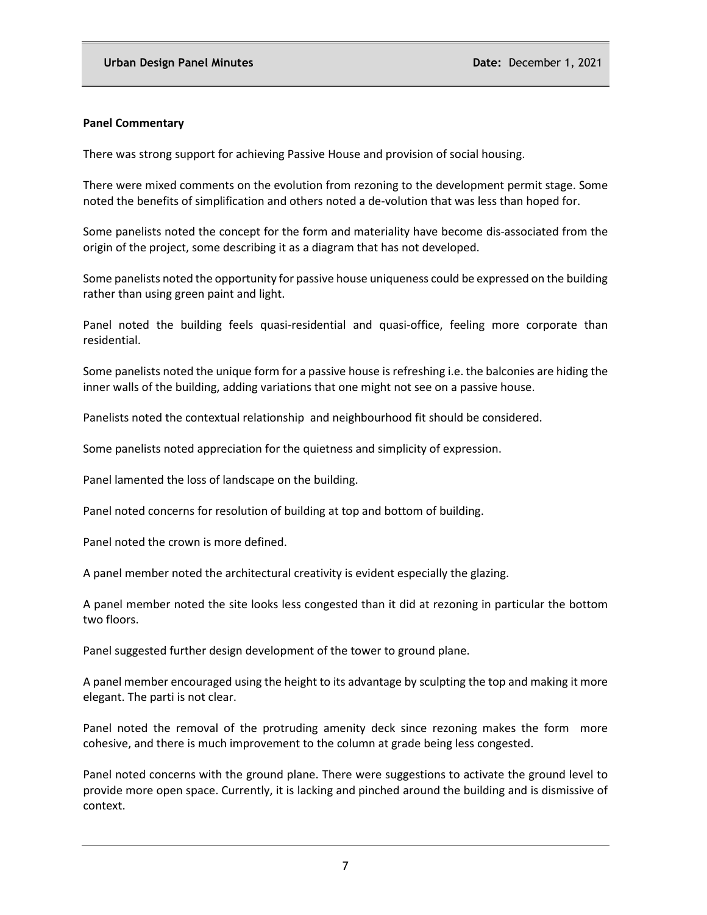**Panel Commentary**

There was strong support for achieving Passive House and provision of social housing.

There were mixed comments on the evolution from rezoning to the development permit stage. Some noted the benefits of simplification and others noted a de-volution that was less than hoped for.

Some panelists noted the concept for the form and materiality have become dis-associated from the origin of the project, some describing it as a diagram that has not developed.

Some panelists noted the opportunity for passive house uniqueness could be expressed on the building rather than using green paint and light.

Panel noted the building feels quasi-residential and quasi-office, feeling more corporate than residential.

Some panelists noted the unique form for a passive house is refreshing i.e. the balconies are hiding the inner walls of the building, adding variations that one might not see on a passive house.

Panelists noted the contextual relationship and neighbourhood fit should be considered.

Some panelists noted appreciation for the quietness and simplicity of expression.

Panel lamented the loss of landscape on the building.

Panel noted concerns for resolution of building at top and bottom of building.

Panel noted the crown is more defined.

A panel member noted the architectural creativity is evident especially the glazing.

A panel member noted the site looks less congested than it did at rezoning in particular the bottom two floors.

Panel suggested further design development of the tower to ground plane.

A panel member encouraged using the height to its advantage by sculpting the top and making it more elegant. The parti is not clear.

Panel noted the removal of the protruding amenity deck since rezoning makes the form more cohesive, and there is much improvement to the column at grade being less congested.

Panel noted concerns with the ground plane. There were suggestions to activate the ground level to provide more open space. Currently, it is lacking and pinched around the building and is dismissive of context.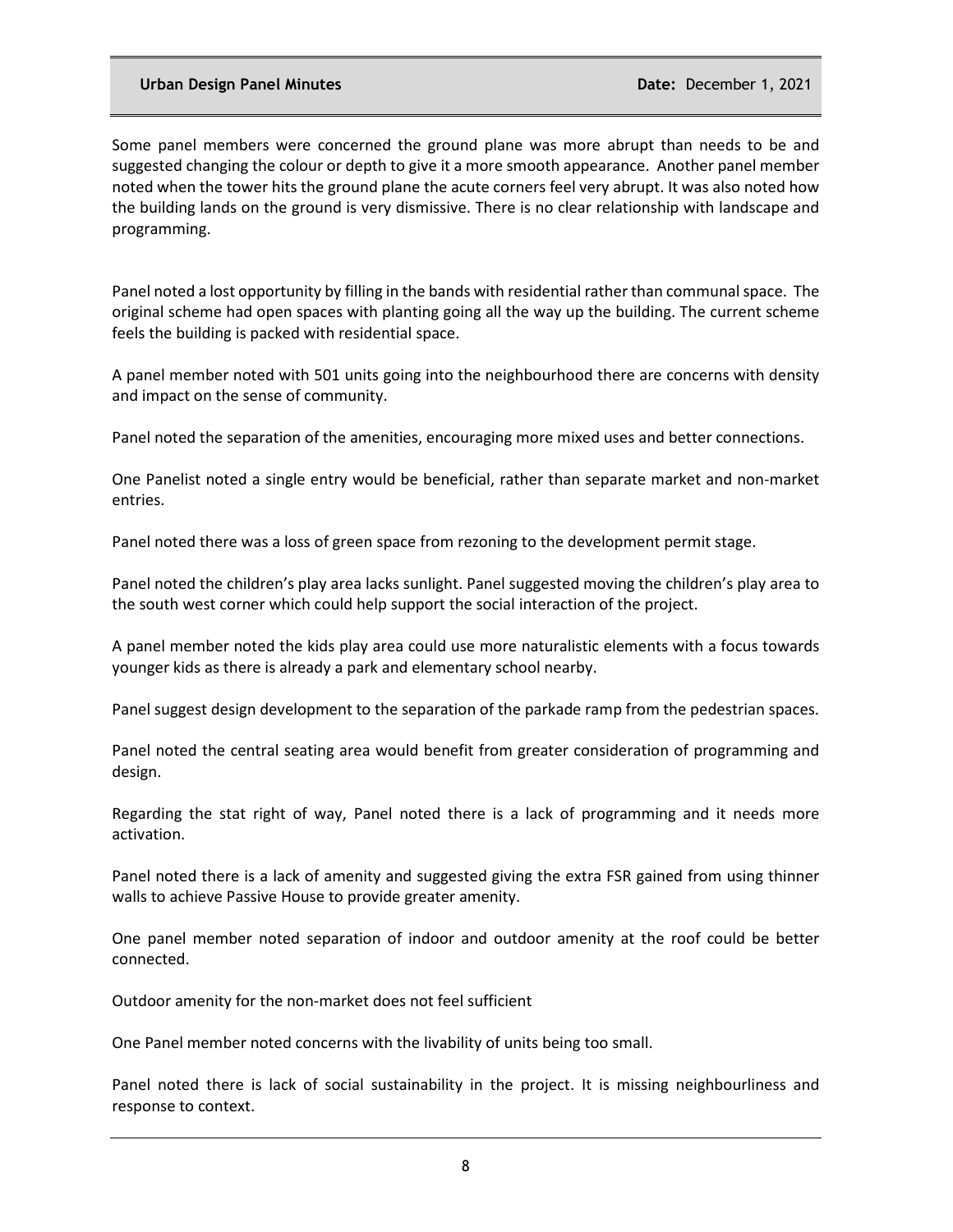Some panel members were concerned the ground plane was more abrupt than needs to be and suggested changing the colour or depth to give it a more smooth appearance. Another panel member noted when the tower hits the ground plane the acute corners feel very abrupt. It was also noted how the building lands on the ground is very dismissive. There is no clear relationship with landscape and programming.

Panel noted a lost opportunity by filling in the bands with residential rather than communal space. The original scheme had open spaces with planting going all the way up the building. The current scheme feels the building is packed with residential space.

A panel member noted with 501 units going into the neighbourhood there are concerns with density and impact on the sense of community.

Panel noted the separation of the amenities, encouraging more mixed uses and better connections.

One Panelist noted a single entry would be beneficial, rather than separate market and non-market entries.

Panel noted there was a loss of green space from rezoning to the development permit stage.

Panel noted the children's play area lacks sunlight. Panel suggested moving the children's play area to the south west corner which could help support the social interaction of the project.

A panel member noted the kids play area could use more naturalistic elements with a focus towards younger kids as there is already a park and elementary school nearby.

Panel suggest design development to the separation of the parkade ramp from the pedestrian spaces.

Panel noted the central seating area would benefit from greater consideration of programming and design.

Regarding the stat right of way, Panel noted there is a lack of programming and it needs more activation.

Panel noted there is a lack of amenity and suggested giving the extra FSR gained from using thinner walls to achieve Passive House to provide greater amenity.

One panel member noted separation of indoor and outdoor amenity at the roof could be better connected.

Outdoor amenity for the non-market does not feel sufficient

One Panel member noted concerns with the livability of units being too small.

Panel noted there is lack of social sustainability in the project. It is missing neighbourliness and response to context.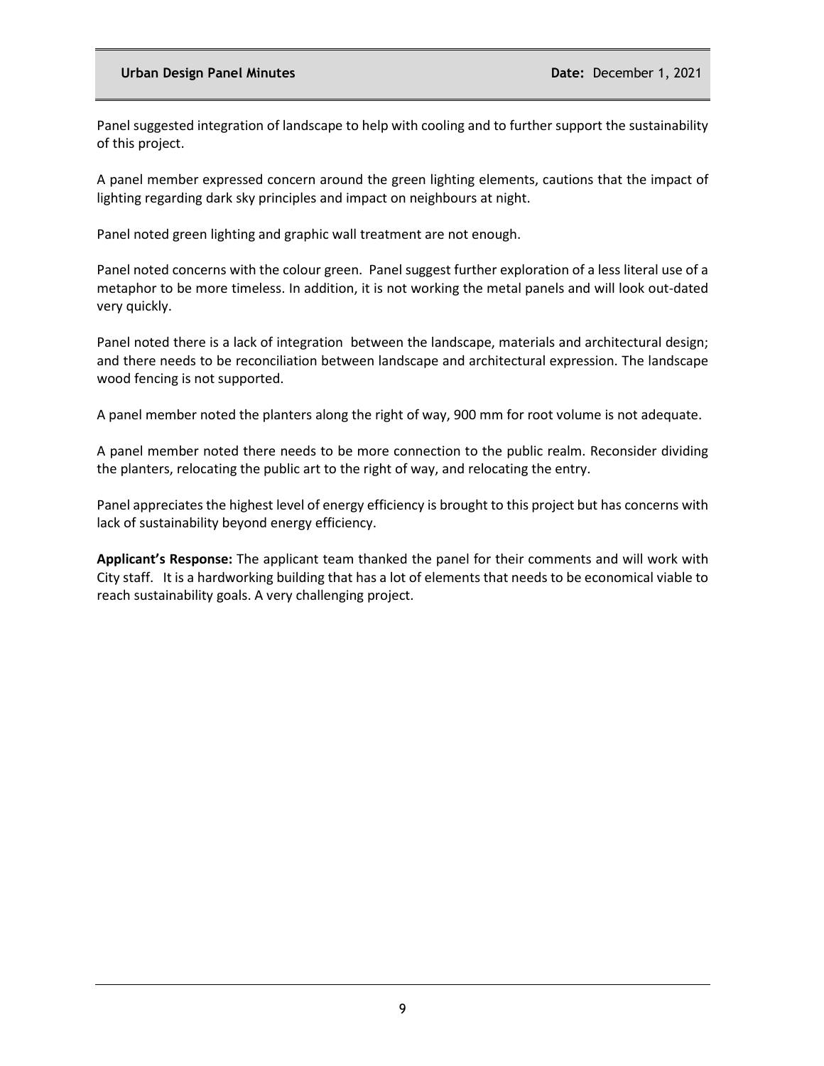Panel suggested integration of landscape to help with cooling and to further support the sustainability of this project.

A panel member expressed concern around the green lighting elements, cautions that the impact of lighting regarding dark sky principles and impact on neighbours at night.

Panel noted green lighting and graphic wall treatment are not enough.

Panel noted concerns with the colour green. Panel suggest further exploration of a less literal use of a metaphor to be more timeless. In addition, it is not working the metal panels and will look out-dated very quickly.

Panel noted there is a lack of integration between the landscape, materials and architectural design; and there needs to be reconciliation between landscape and architectural expression. The landscape wood fencing is not supported.

A panel member noted the planters along the right of way, 900 mm for root volume is not adequate.

A panel member noted there needs to be more connection to the public realm. Reconsider dividing the planters, relocating the public art to the right of way, and relocating the entry.

Panel appreciates the highest level of energy efficiency is brought to this project but has concerns with lack of sustainability beyond energy efficiency.

**Applicant's Response:** The applicant team thanked the panel for their comments and will work with City staff. It is a hardworking building that has a lot of elements that needs to be economical viable to reach sustainability goals. A very challenging project.